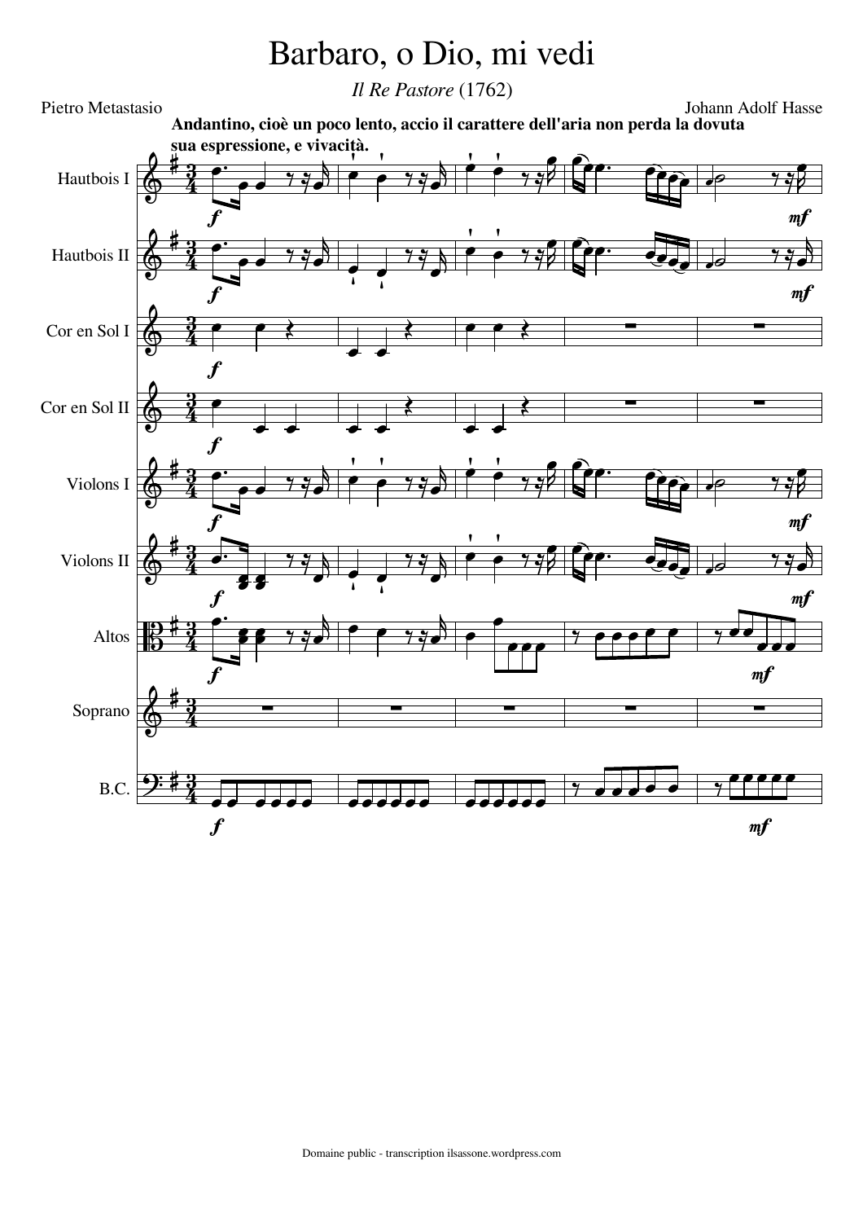# Barbaro, o Dio, mi vedi

*Il Re Pastore* (1762)

Pietro Metastasio

Johann Adolf Hasse

**Andantino, cioè un poco lento, accio il carattere dell'aria non perda la dovuta sua espressione, e vivacità.**

Hautbois I

Hautbois II

Cor en Sol I

Cor en Sol II

Violons I

Violons II

Altos

Soprano

B.C.

Domaine public - transcription ilsassone.wordpress.com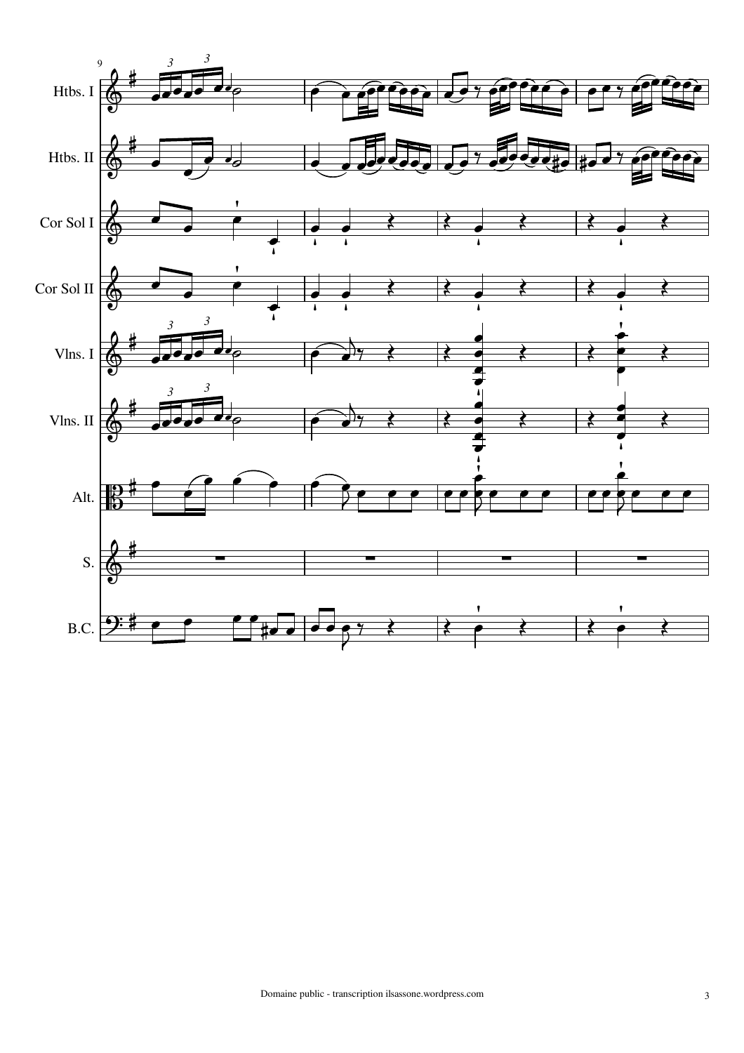9

Htbs. I

Htbs. II

Cor Sol I

Cor Sol II

Vlns. I

Vlns. II

Alt.

S.

B.C.

Domaine public - transcription ilsassone.wordpress.com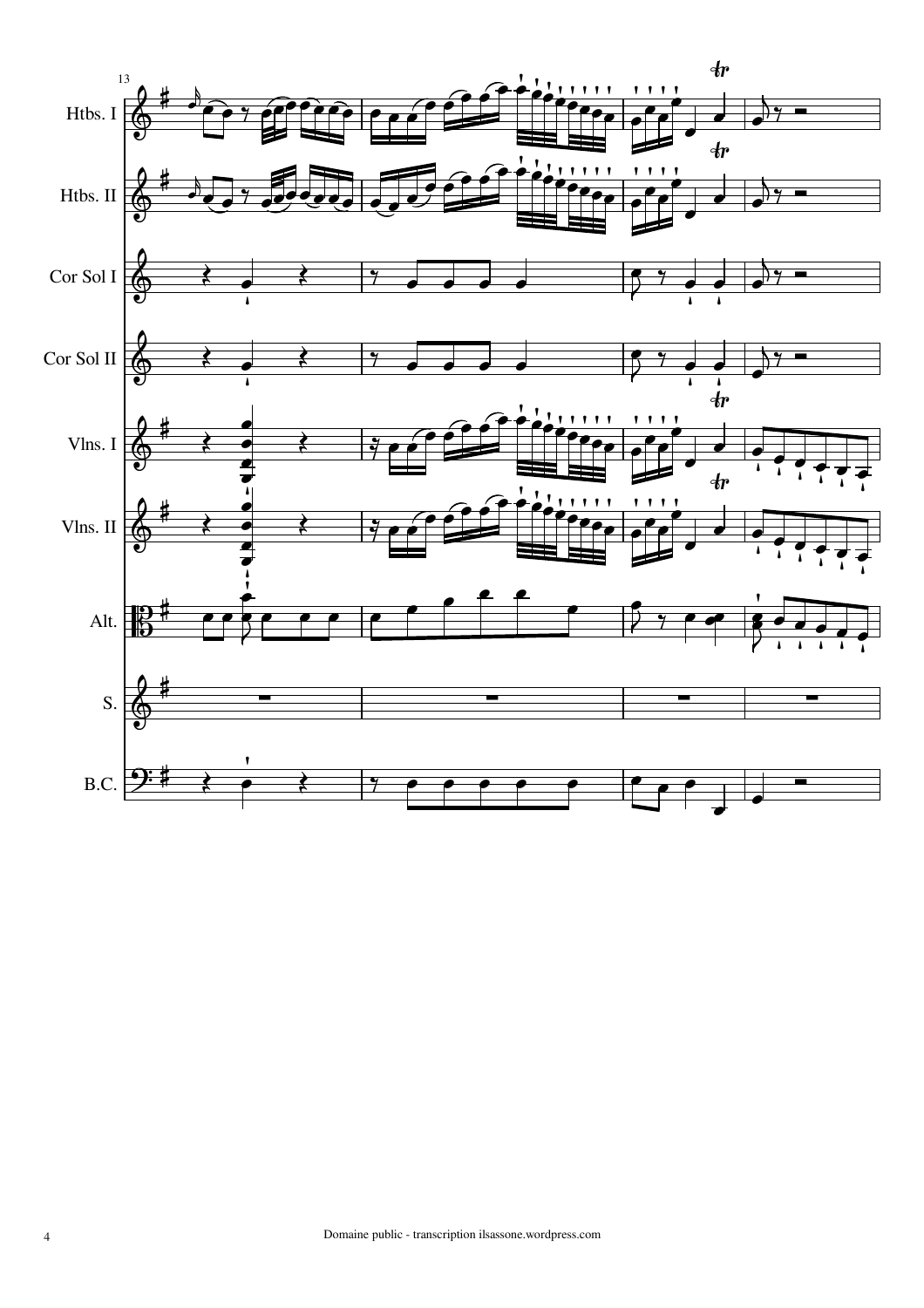13

Htbs. I

Htbs. II

Cor Sol I

Cor Sol II

Vlns. I

Vlns. II

Alt.

S.

B.C.

Domaine public - transcription ilsassone.wordpress.com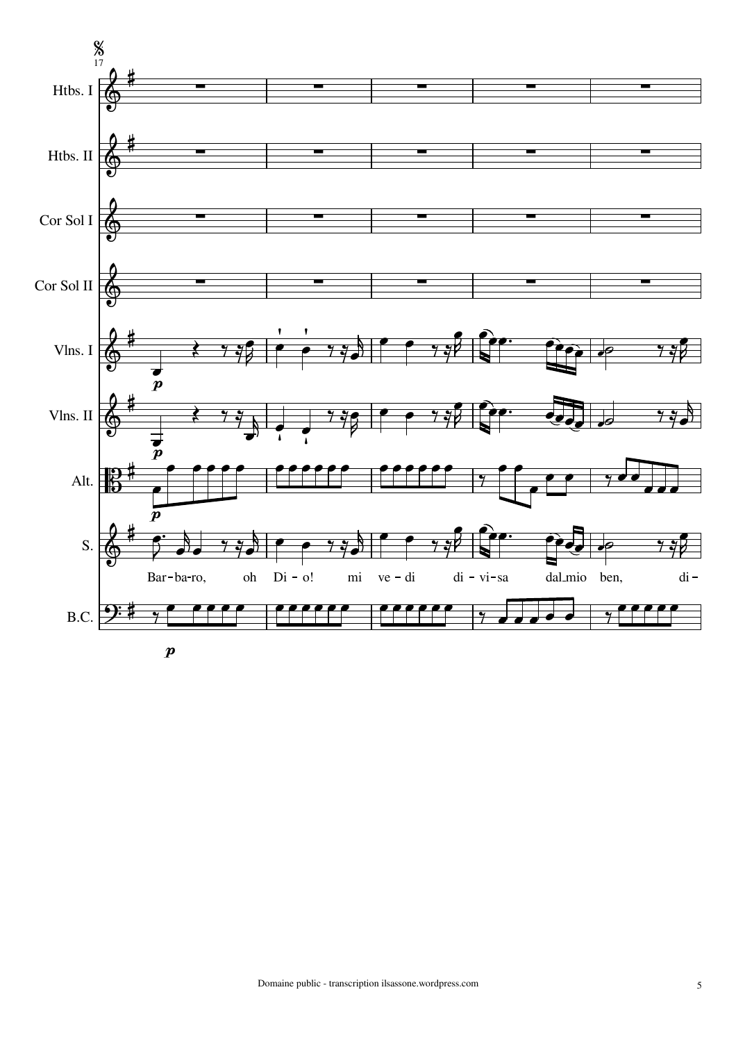Hbts. I

Hbts. II

Cor Sol I

Cor Sol II

Vlns. I

Vlns. II

Alt.

S.

B.C.

Bar-ba-ro, oh Di - o! mi ve - di di - vi-sa dal mio ben, di -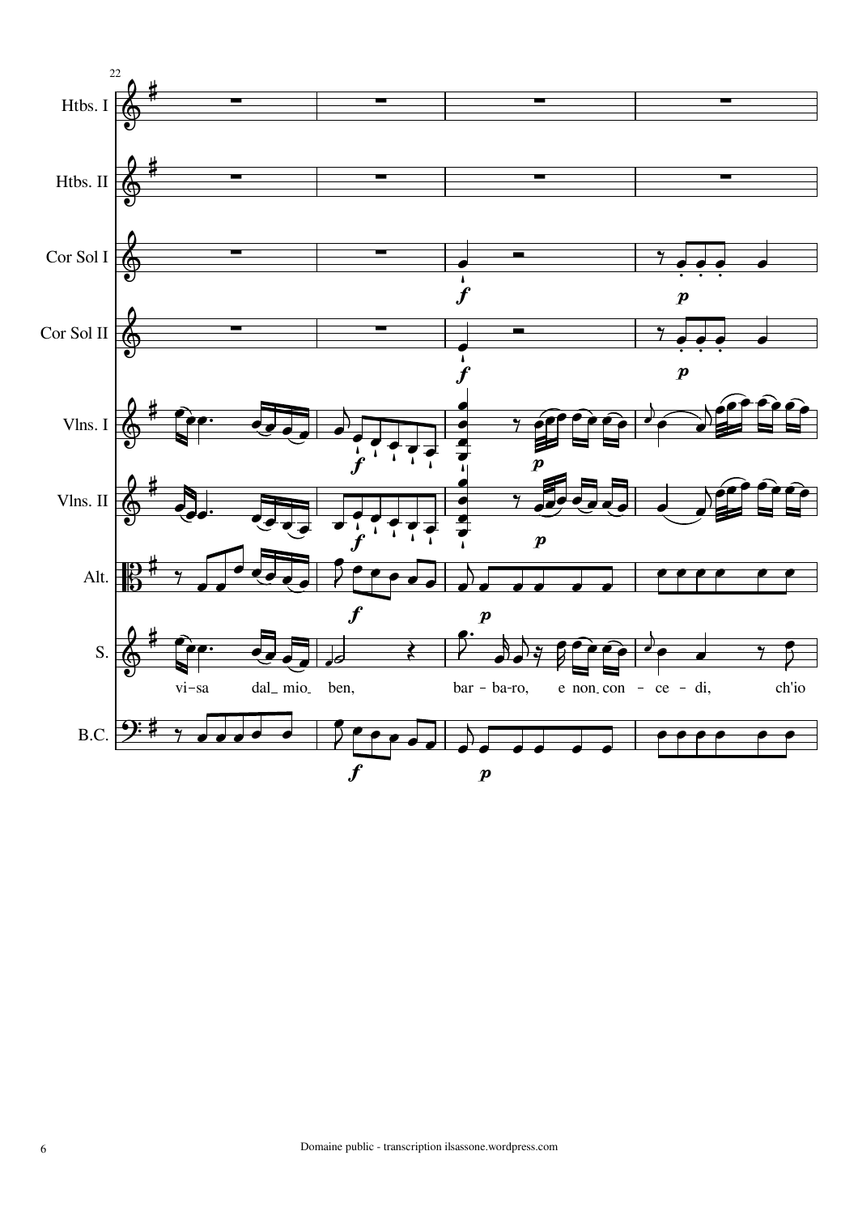22

Htbs. I

Htbs. II

Cor Sol I

Cor Sol II

Vlns. I

Vlns. II

Alt.

S.

B.C.

vi-sa dal mio ben, bar - ba-ro, e non con - ce - di, ch'io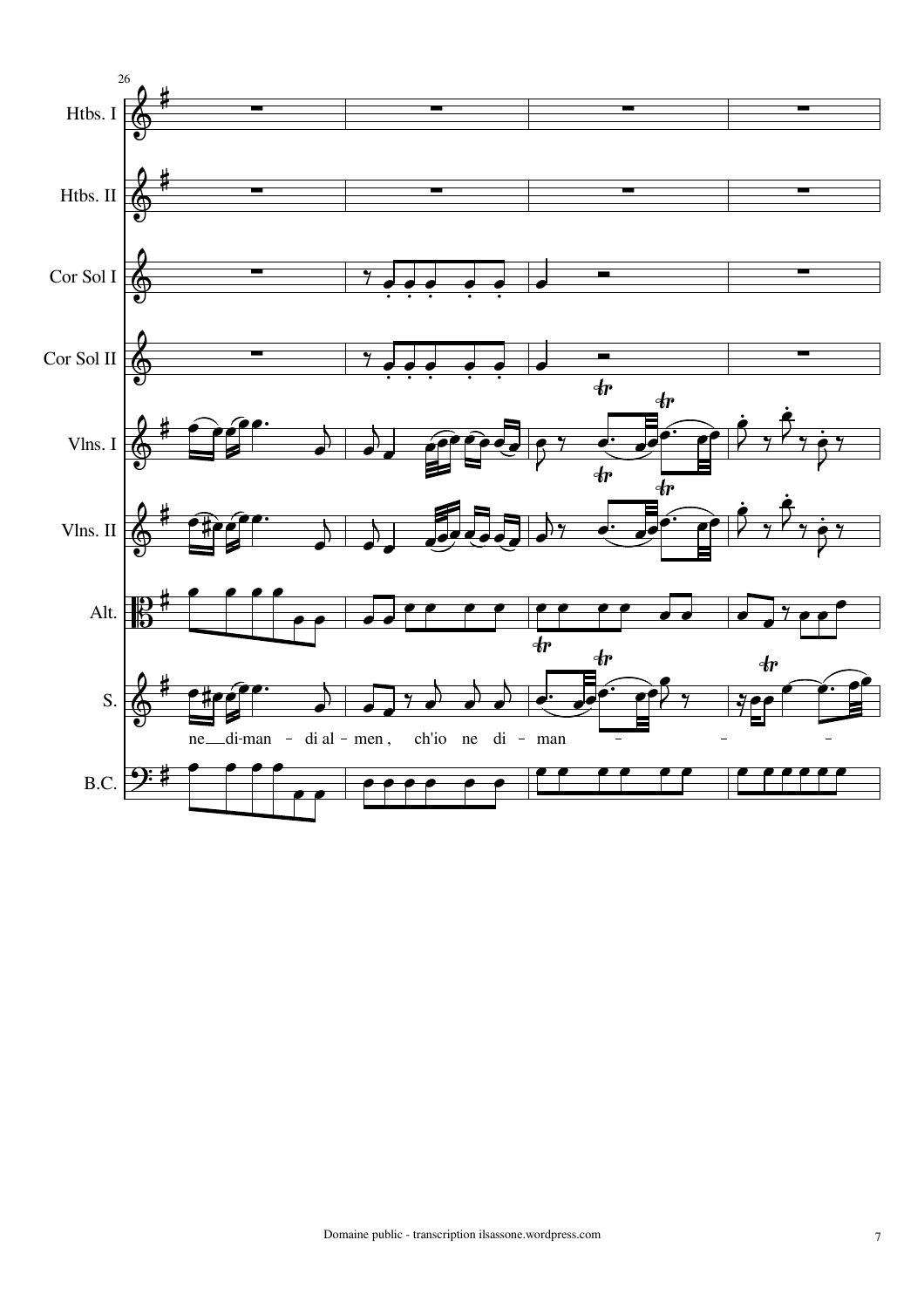26

Htbs. I

Htbs. II

Cor Sol I

Cor Sol II

Vlns. I

Vlns. II

Alt.

S.

ne di-man – di al – men , ch'io ne di – man – – –

B.C.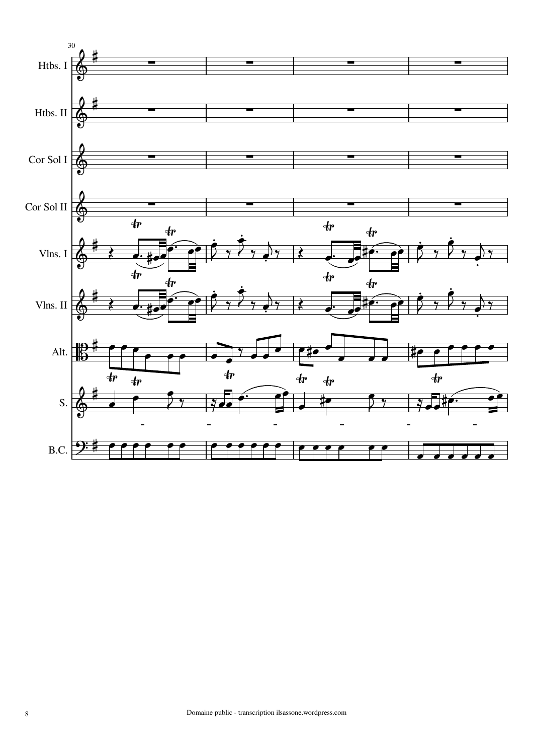30

Htbs. I

Htbs. II

Cor Sol I

Cor Sol II

Vlns. I

Vlns. II

Alt.

S.

B.C.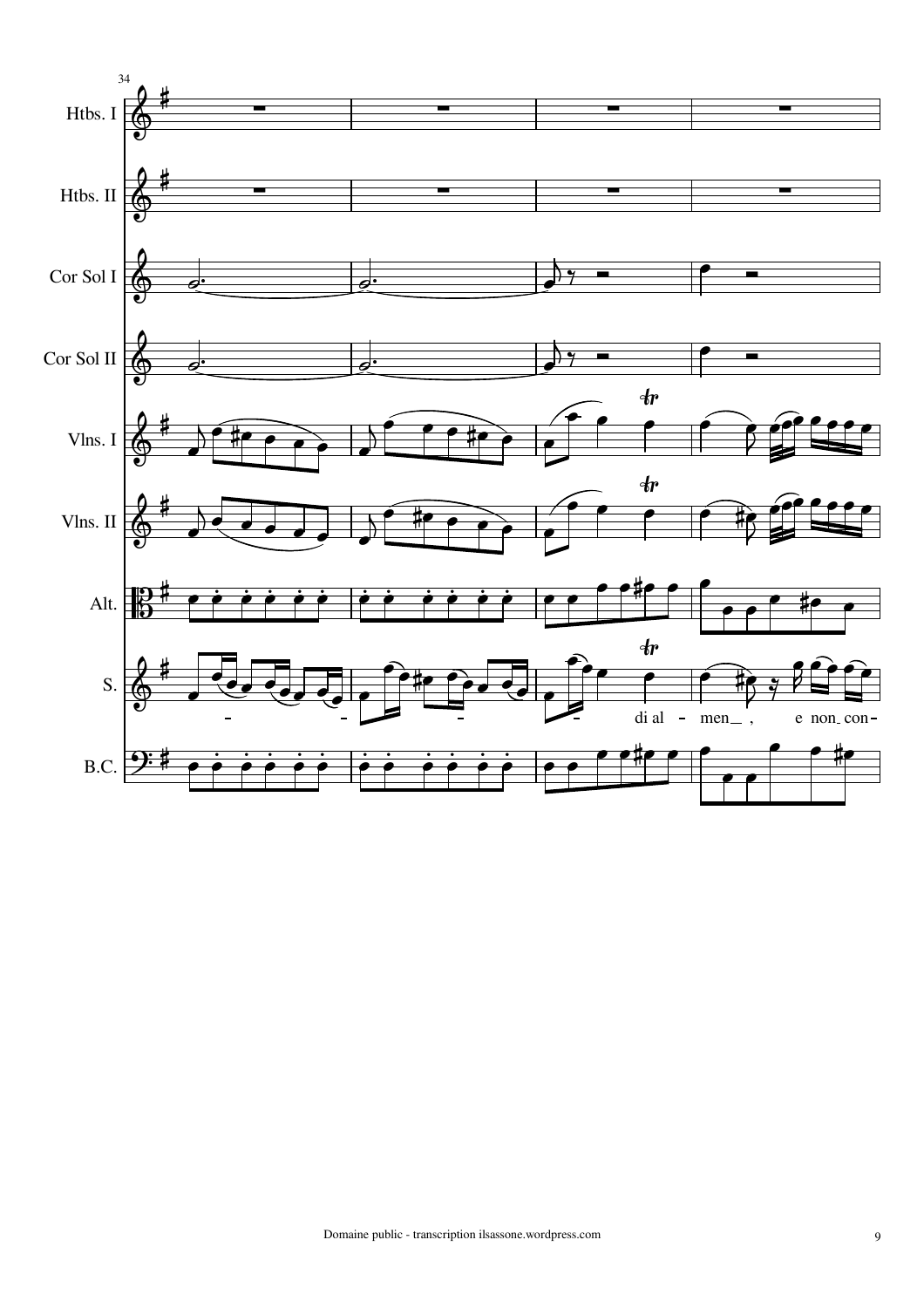34

Htbs. I

Htbs. II

Cor Sol I

Cor Sol II

Vlns. I

Vlns. II

Alt.

S.

B.C.

di al - men , e non con-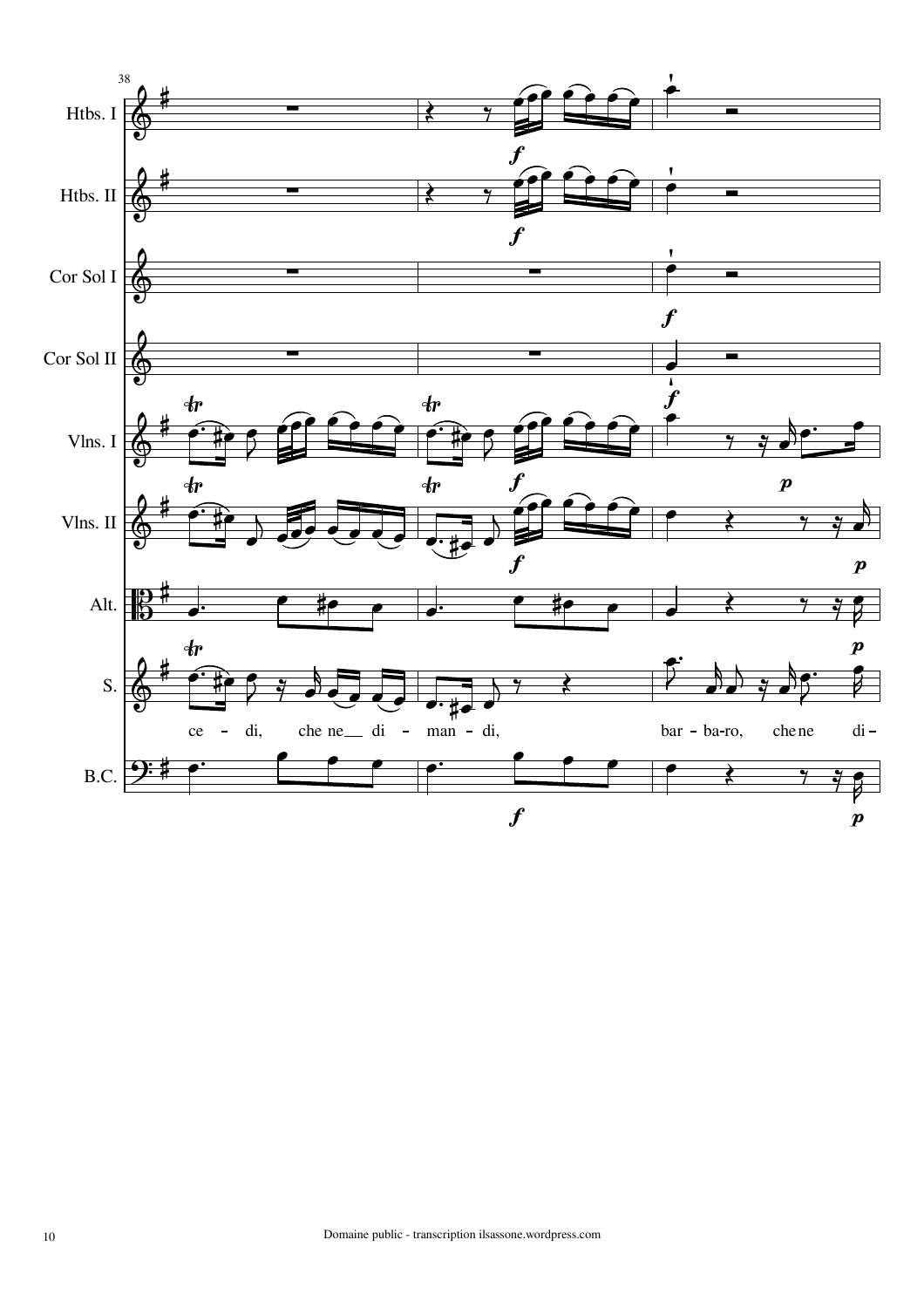38

Htbs. I

Htbs. II

Cor Sol I

Cor Sol II

Vlns. I

Vlns. II

Alt.

S.

ce - di, che ne di - man - di, bar - ba-ro, che ne di -

B.C.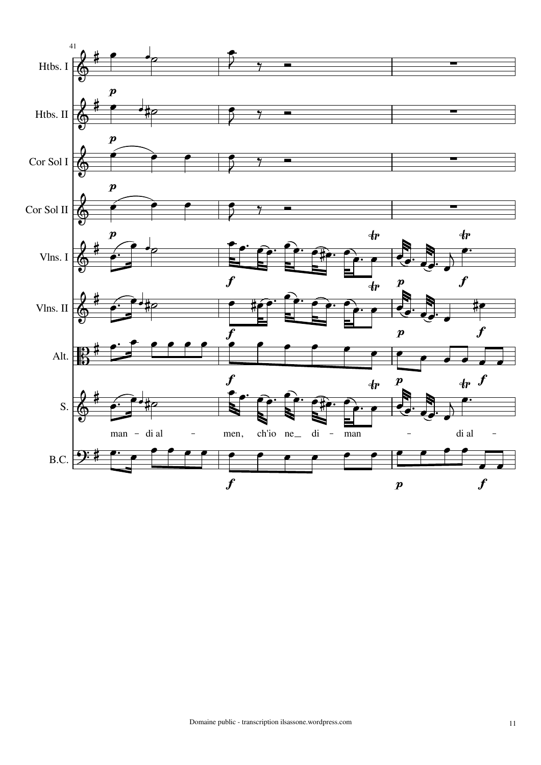41

Htbs. I

Htbs. II

Cor Sol I

Cor Sol II

Vlns. I

Vlns. II

Alt.

S.

man - di al - men, ch'io ne_ di - man - di al -

B.C.

Domaine public - transcription ilsassone.wordpress.com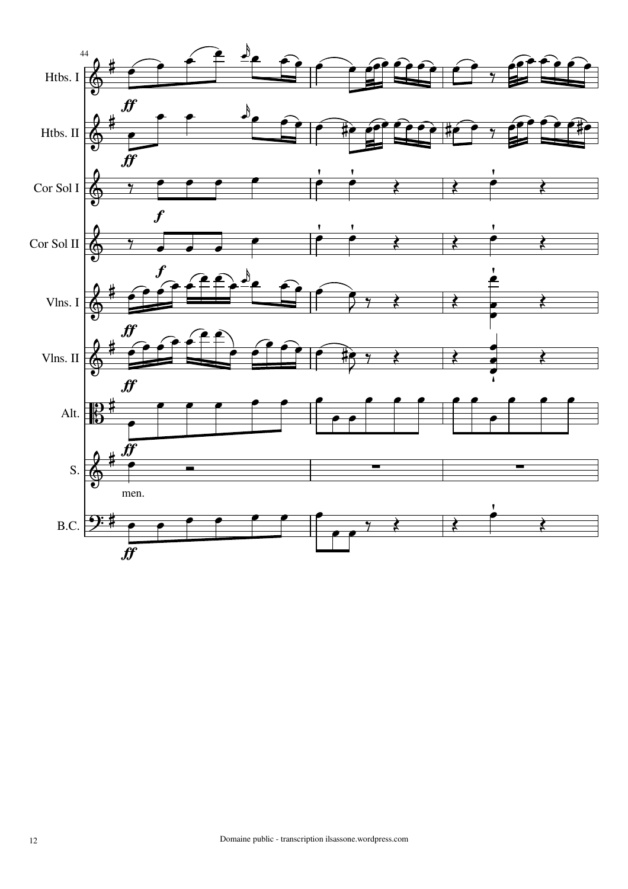44

Htbs. I

Htbs. II

Cor Sol I

Cor Sol II

Vlns. I

Vlns. II

Alt.

S.

men.

B.C.

Domaine public - transcription ilsassone.wordpress.com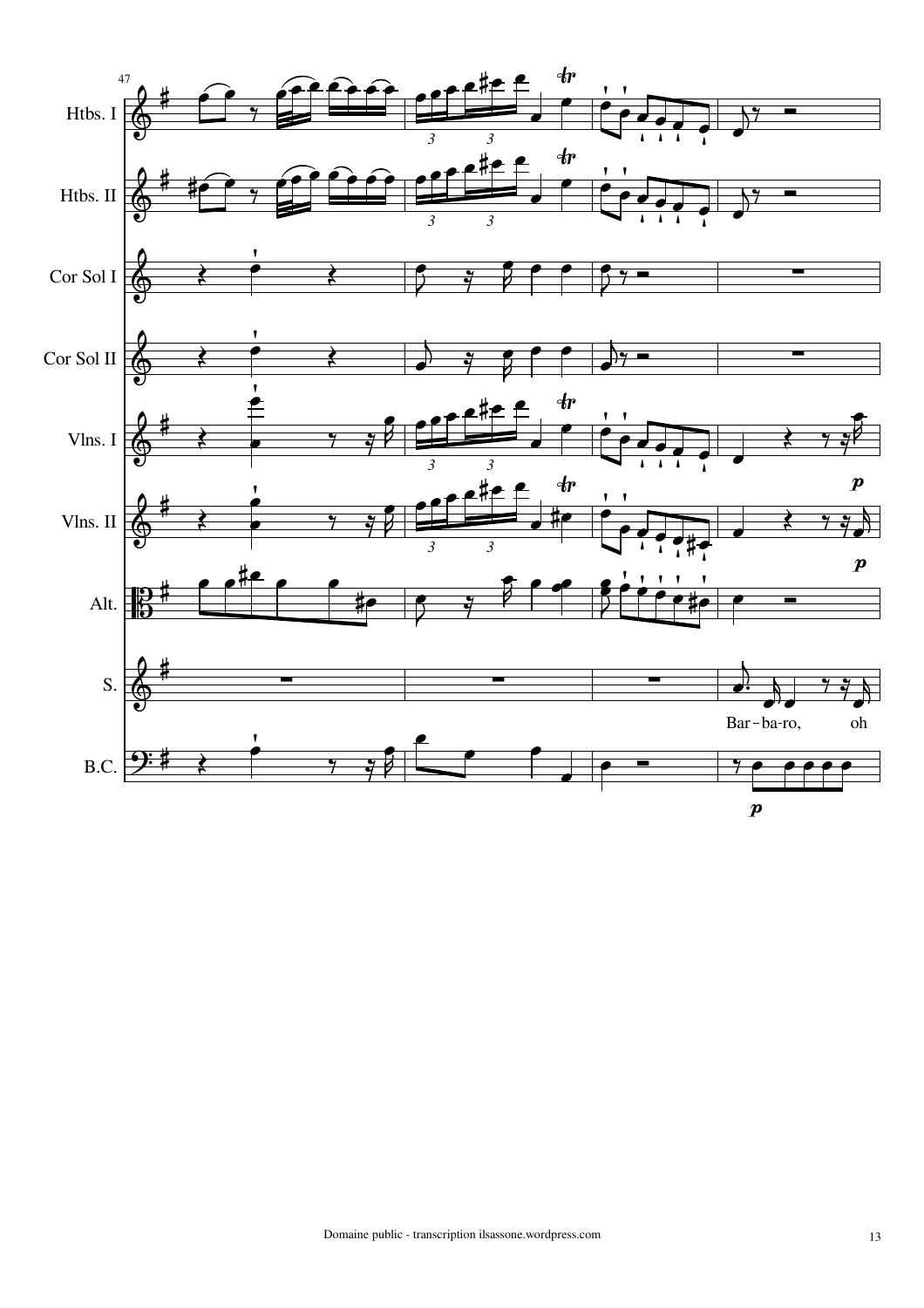47

Htbs. I

Htbs. II

Cor Sol I

Cor Sol II

Vlns. I

Vlns. II

Alt.

S.

B.C.

Bar - ba-ro, oh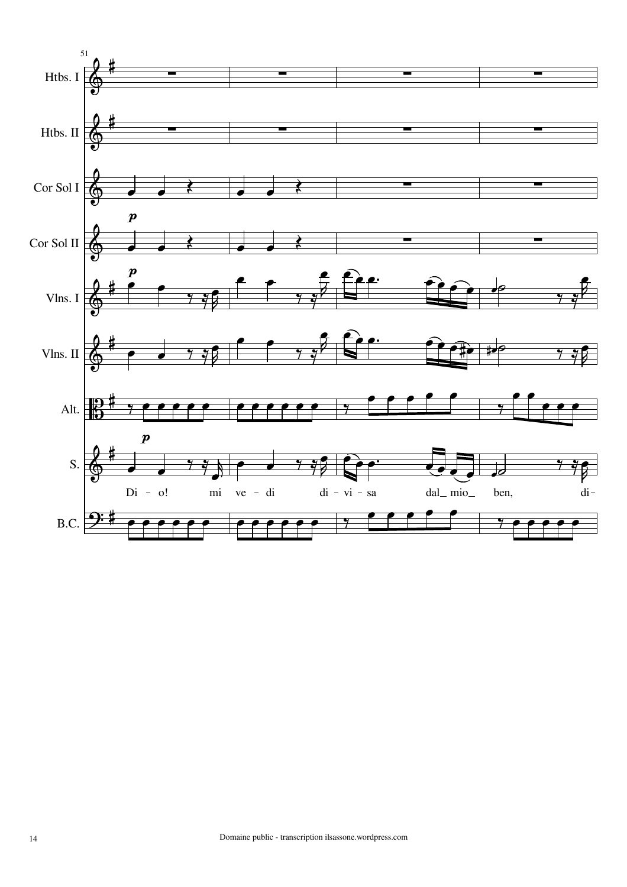51

Htbs. I

Htbs. II

Cor Sol I

Cor Sol II

Vlns. I

Vlns. II

Alt.

S.

Di - o! mi ve - di di - vi - sa dal_ mio_ ben, di-

B.C.

Domaine public - transcription ilsassone.wordpress.com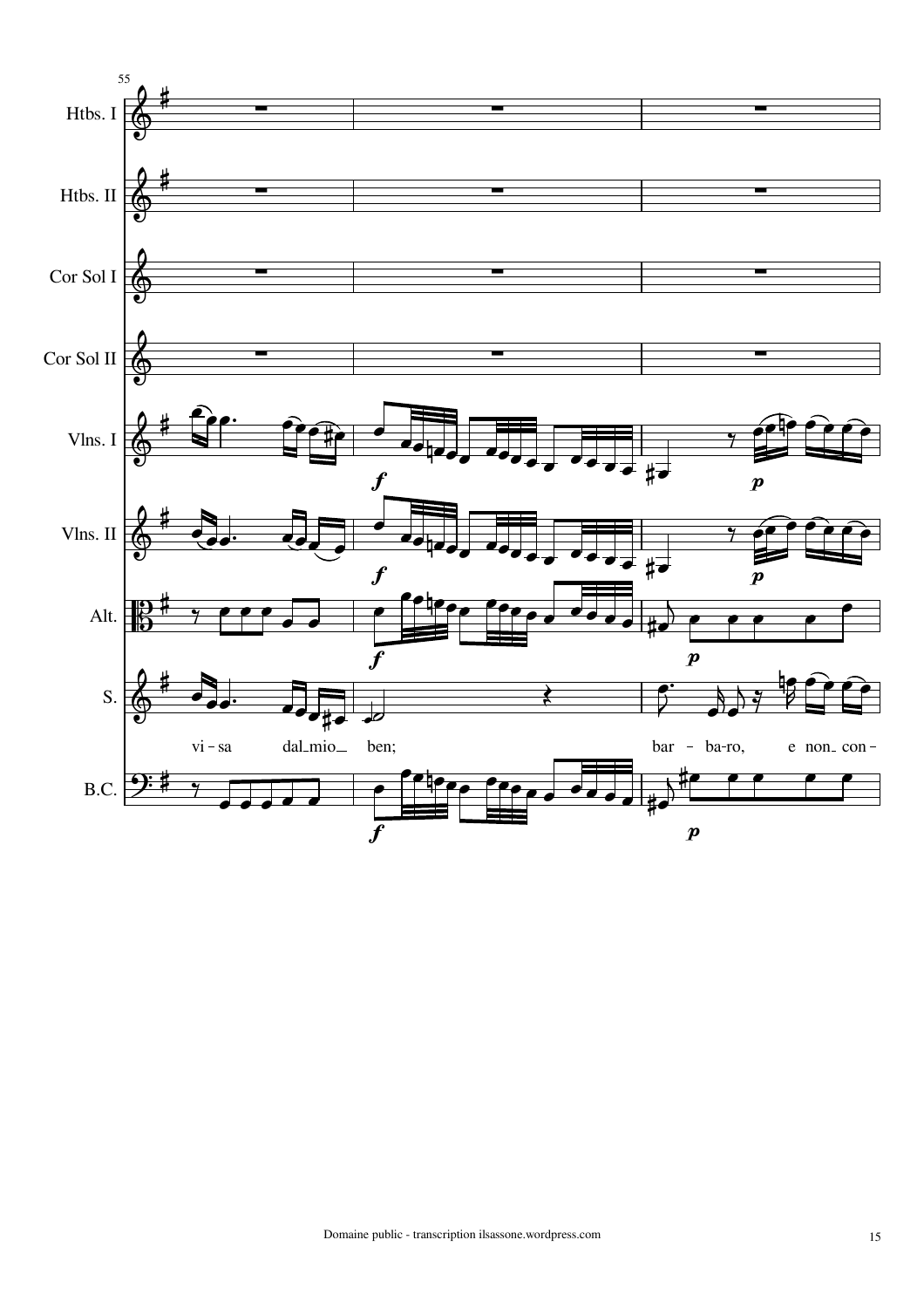55

Htbs. I

Htbs. II

Cor Sol I

Cor Sol II

Vlns. I

Vlns. II

Alt.

S.

vi - sa dal mio ben; bar - ba-ro, e non con -

B.C.

Domaine public - transcription ilsassone.wordpress.com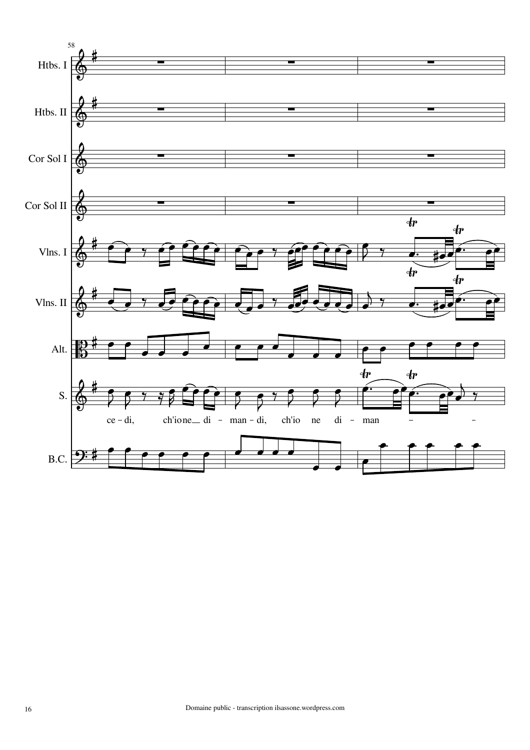58

Htbs. I

Htbs. II

Cor Sol I

Cor Sol II

Vlns. I

Vlns. II

Alt.

S.

ce – di, ch'io ne di – man – di, ch'io ne di – man – –

B.C.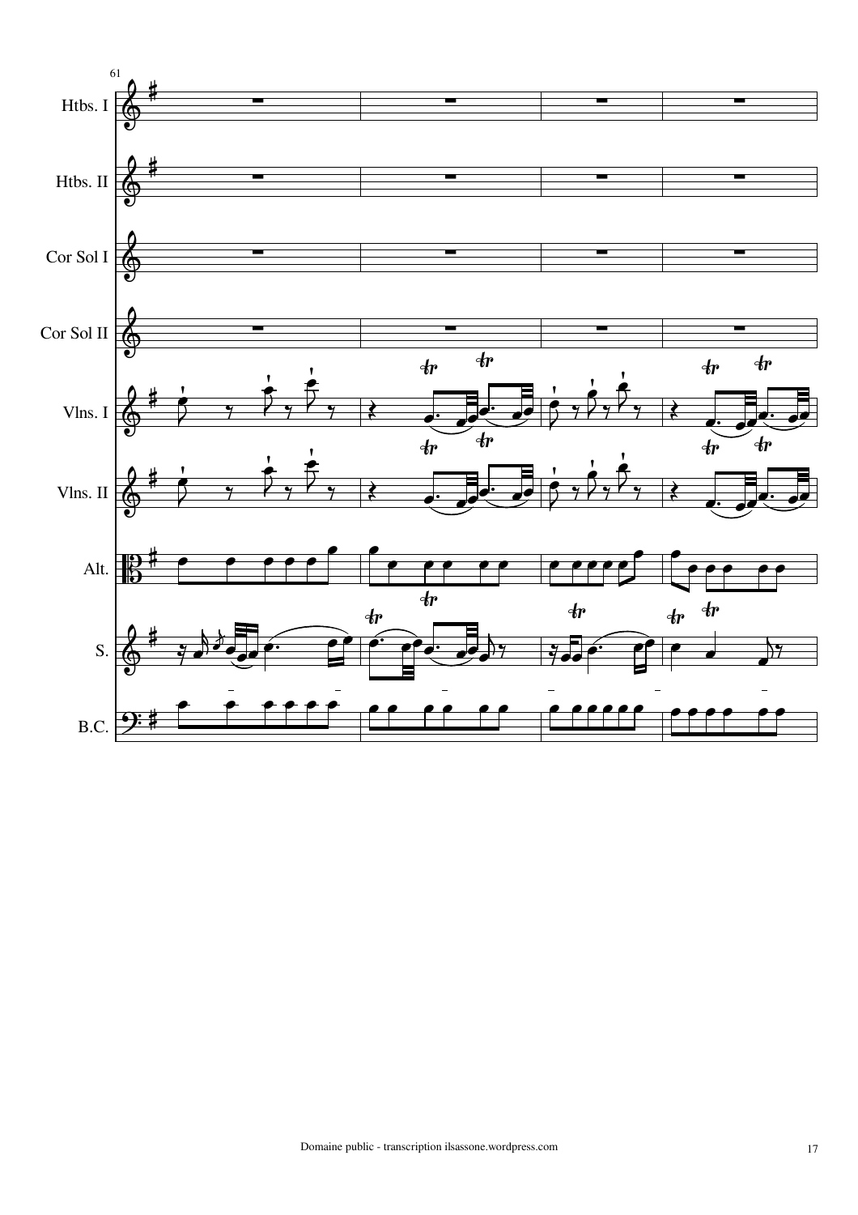61

Htbs. I

Htbs. II

Cor Sol I

Cor Sol II

Vlns. I

Vlns. II

Alt.

S.

B.C.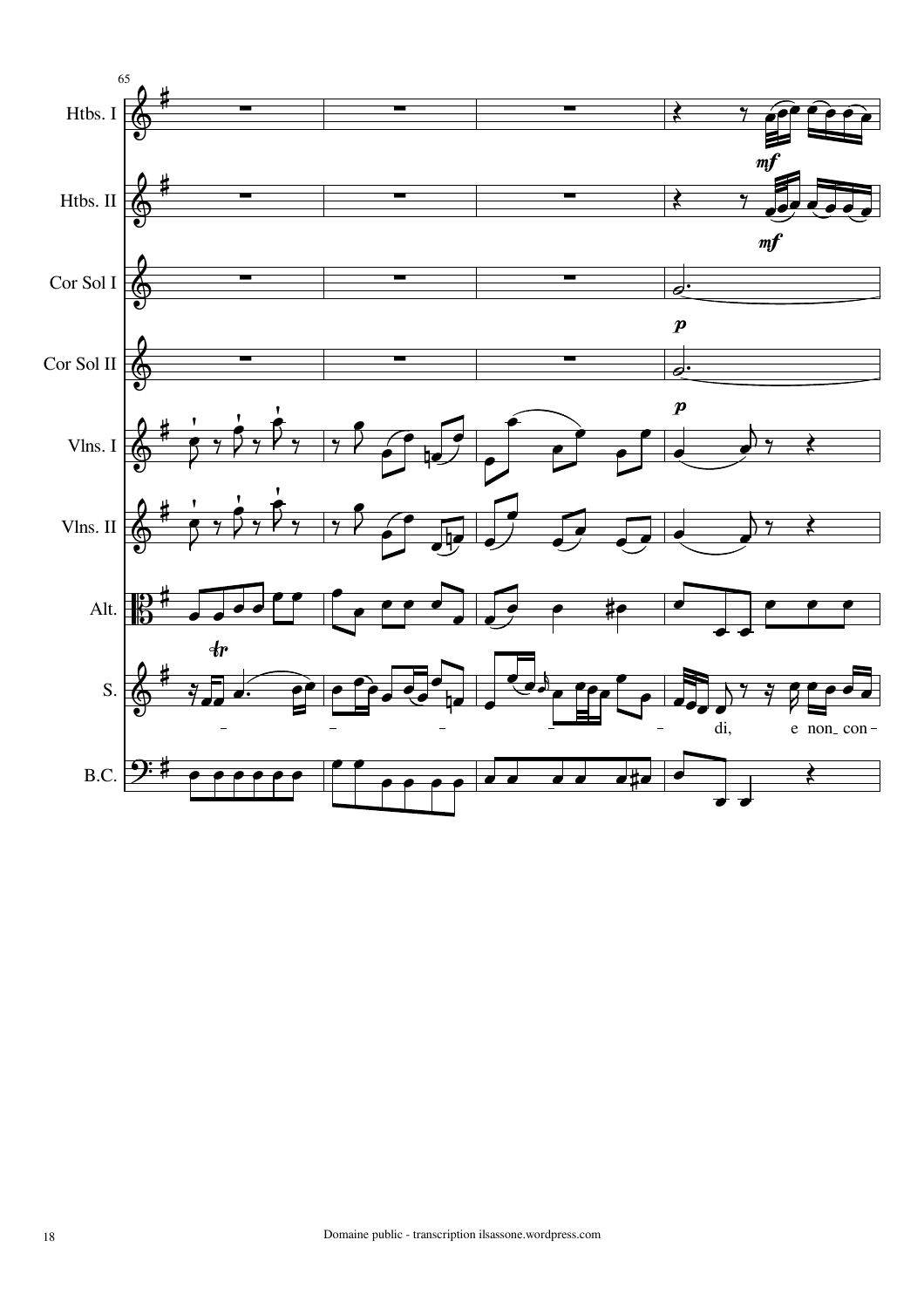65

Htbs. I

Htbs. II

Cor Sol I

Cor Sol II

Vlns. I

Vlns. II

Alt.

S.

B.C.

*mf* *mf* *p* *p*

di, e non con -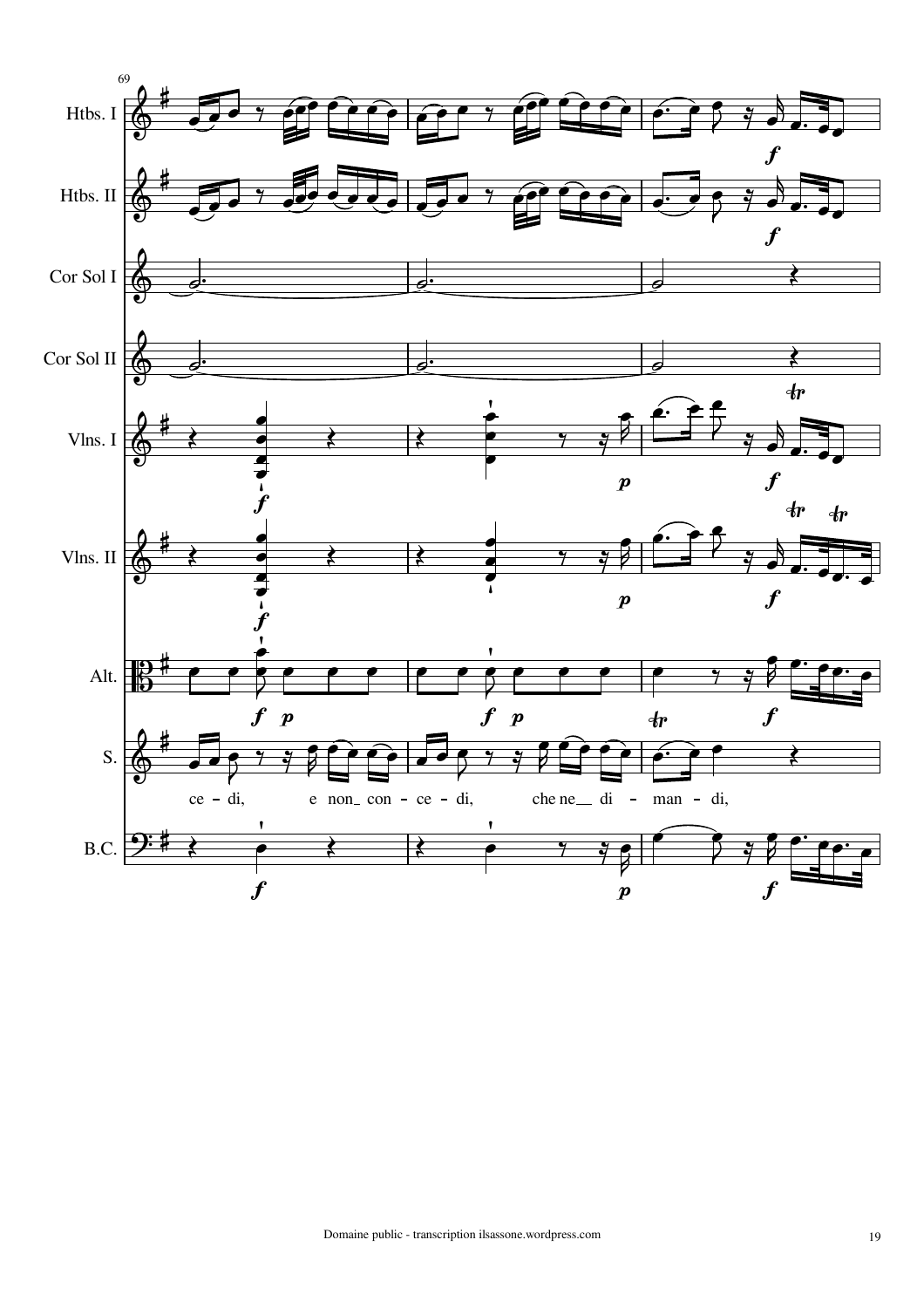69

Htbs. I

Htbs. II

Cor Sol I

Cor Sol II

Vlns. I

Vlns. II

Alt.

S.

ce – di, e non_ con – ce – di, che ne__ di – man – di,

B.C.

Domaine public - transcription ilsassone.wordpress.com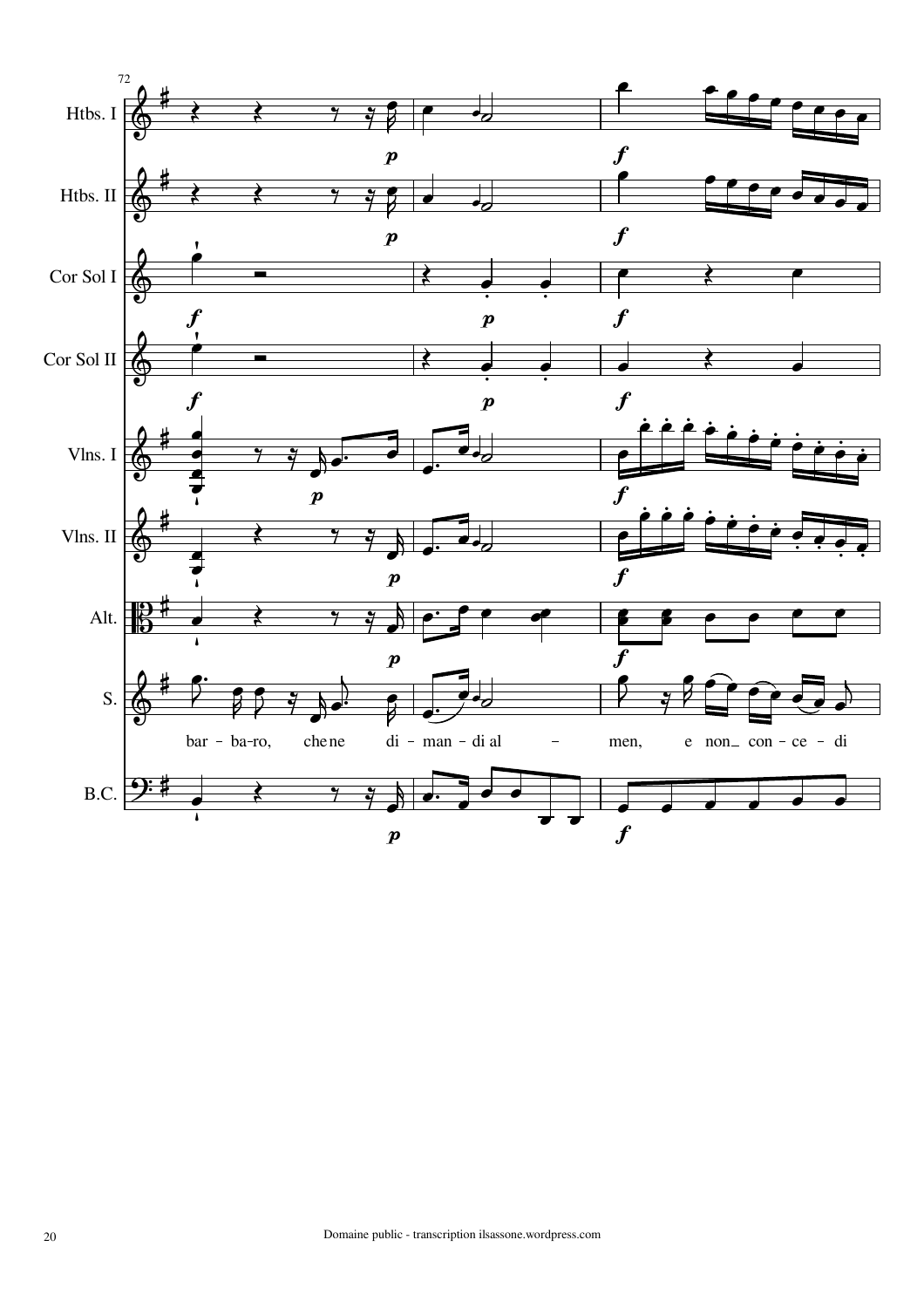72

Htbs. I

Htbs. II

Cor Sol I

Cor Sol II

Vlns. I

Vlns. II

Alt.

S.

bar - ba-ro, che ne di - man - di al – men, e non_ con - ce - di

B.C.

Domaine public - transcription ilsassone.wordpress.com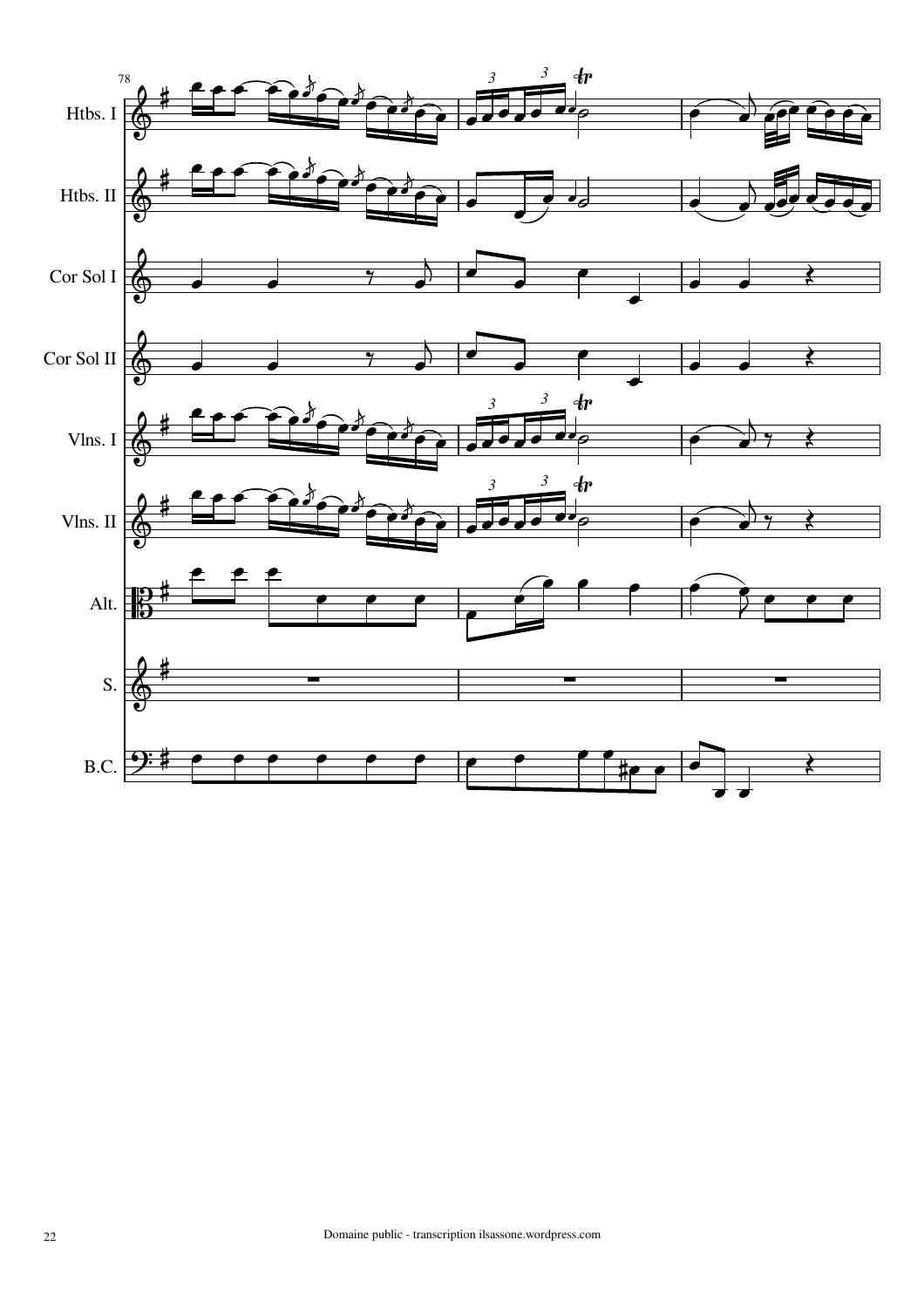Htbs. I

Htbs. II

Cor Sol I

Cor Sol II

Vlns. I

Vlns. II

Alt.

S.

B.C.

Domaine public - transcription ilsassone.wordpress.com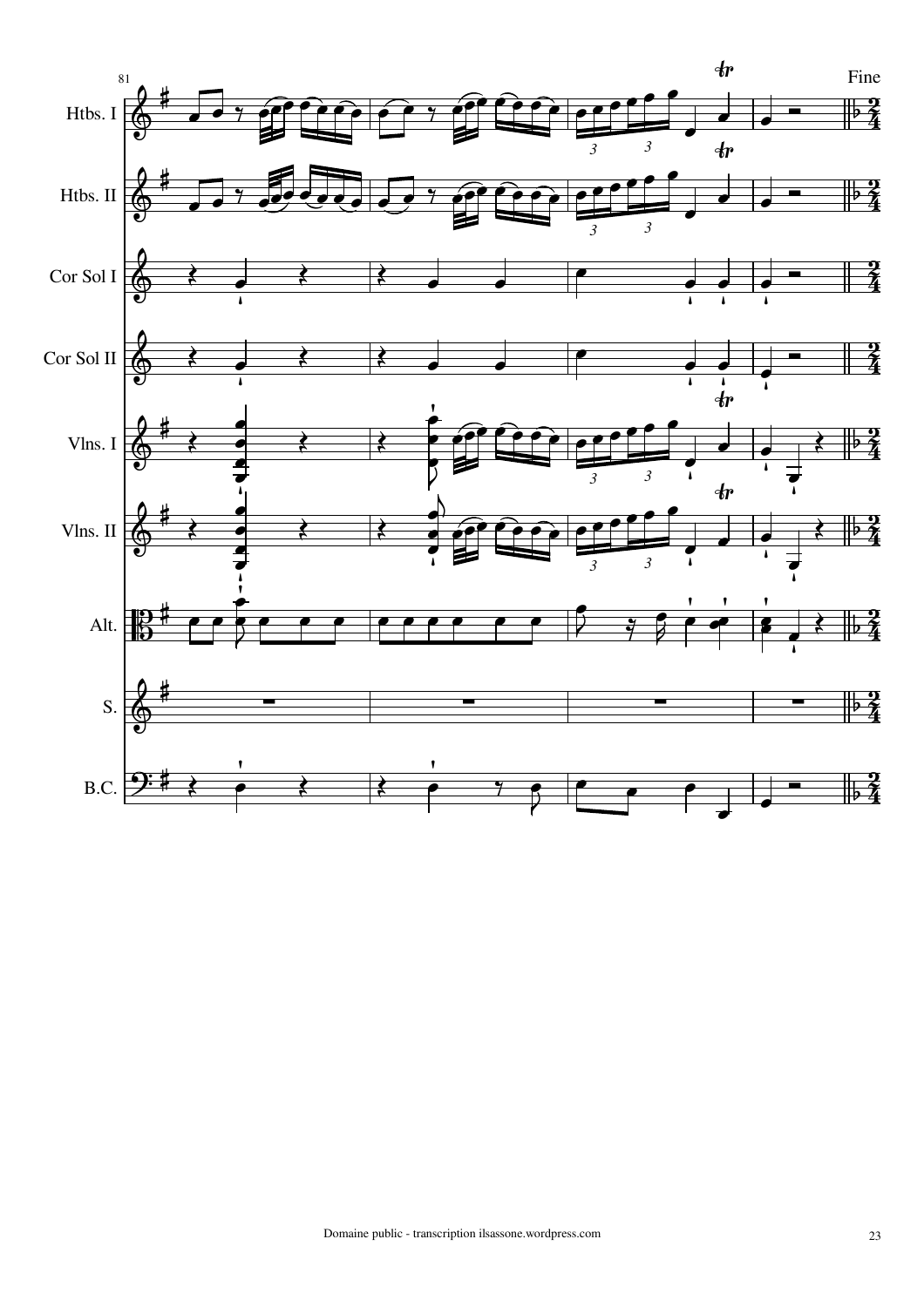81

Htbs. I

Htbs. II

Cor Sol I

Cor Sol II

Vlns. I

Vlns. II

Alt.

S.

B.C.

Fine

Domaine public - transcription ilsassone.wordpress.com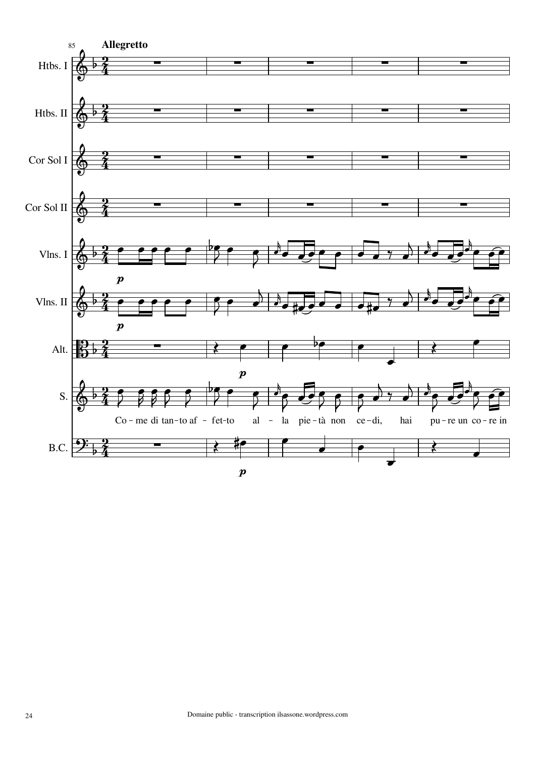85 **Allegretto**

Htbs. I

Htbs. II

Cor Sol I

Cor Sol II

Vlns. I

Vlns. II

Alt.

S.

Co - me di tan - to af - fet-to al - la pie - tà non ce - di, hai pu - re un co - re in

B.C.

Domaine public - transcription ilsassone.wordpress.com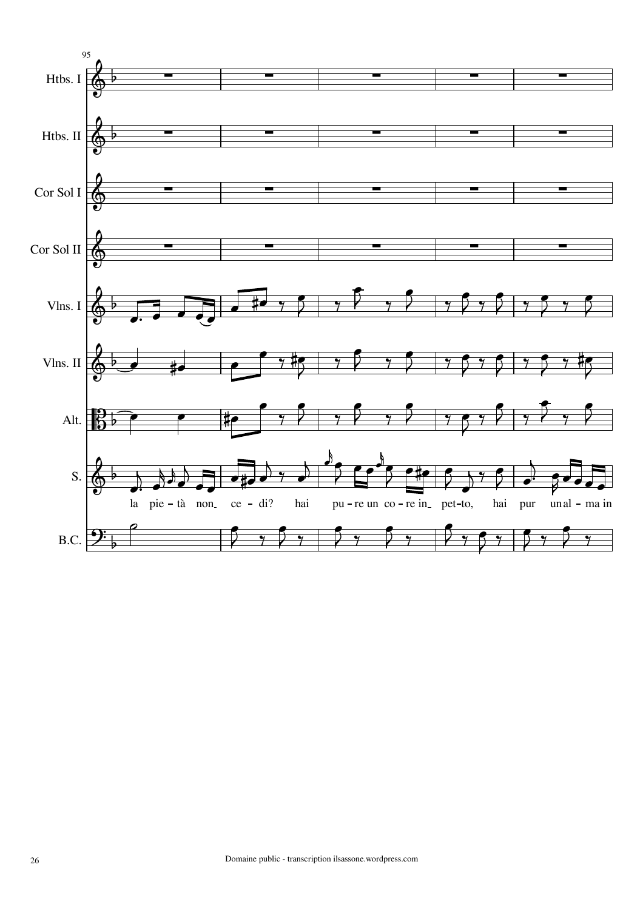95

Htbs. I

Htbs. II

Cor Sol I

Cor Sol II

Vlns. I

Vlns. II

Alt.

S.

la pie - tà non ce - di? hai pu - re un co - re in pet - to, hai pur un al - ma in

B.C.

Domaine public - transcription ilsassone.wordpress.com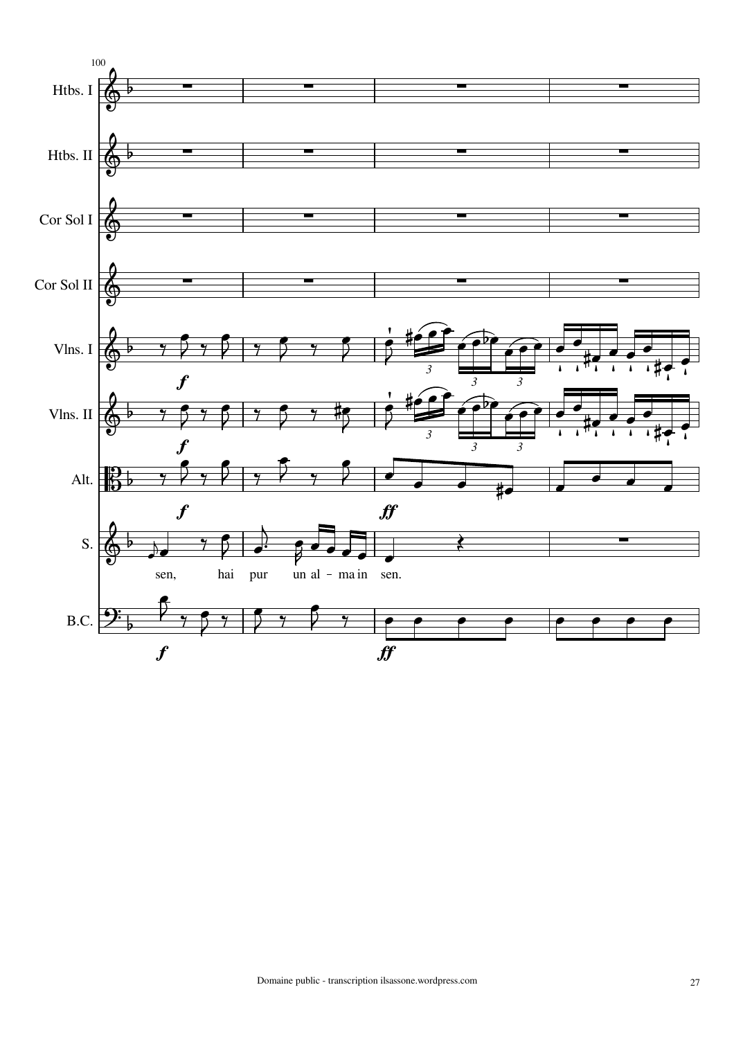100

Htbs. I

Htbs. II

Cor Sol I

Cor Sol II

Vlns. I

Vlns. II

Alt.

S.

sen, hai pur un al - ma in sen.

B.C.

Domaine public - transcription ilsassone.wordpress.com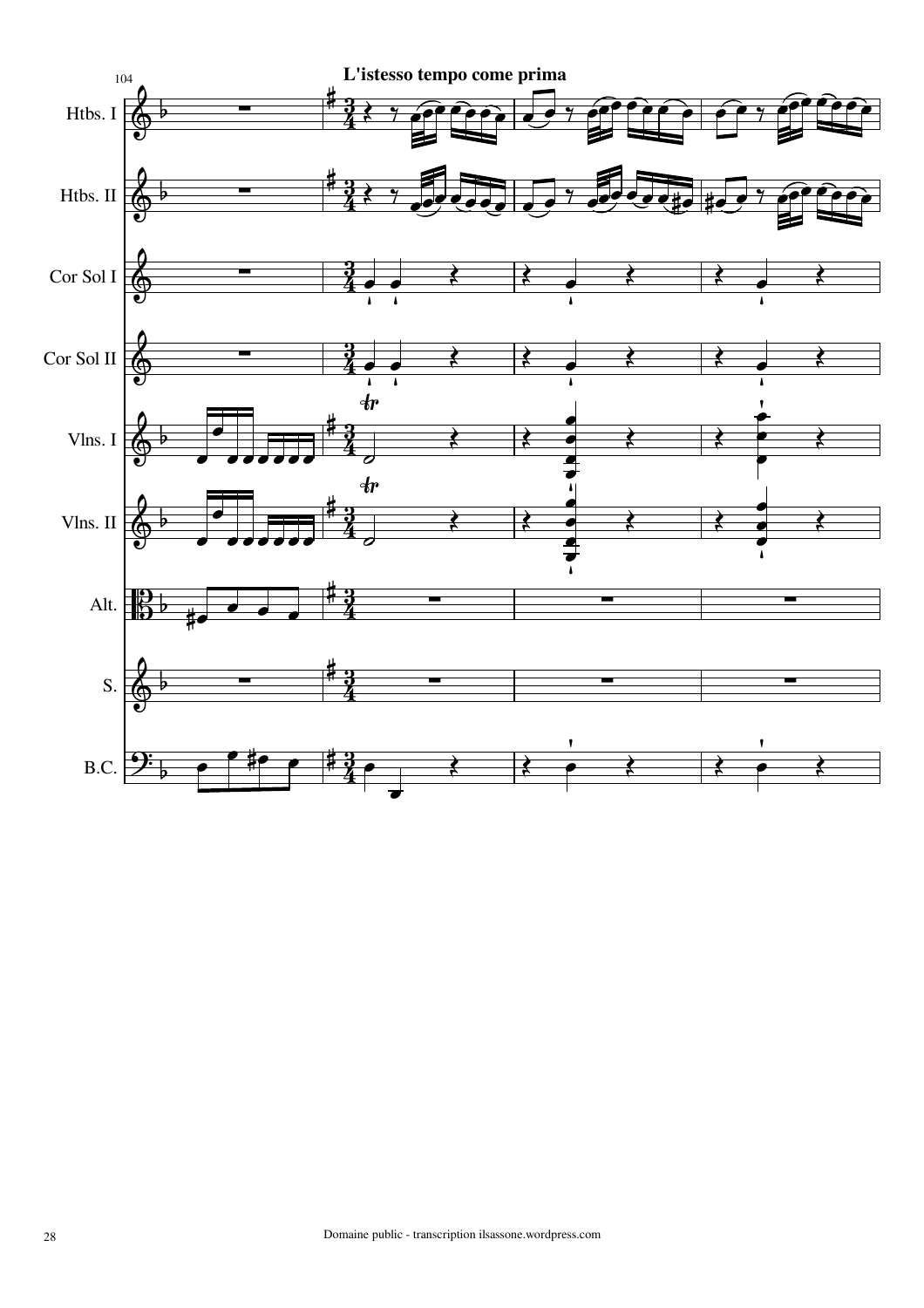**L'istesso tempo come prima**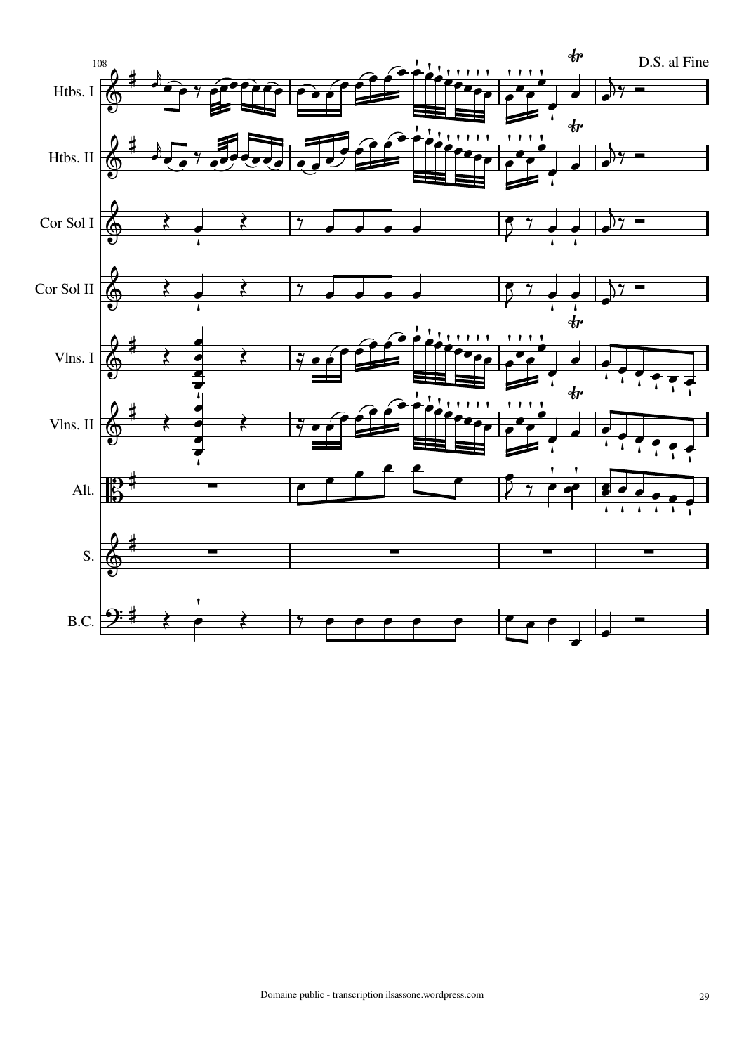108

D.S. al Fine

Htbs. I

Htbs. II

Cor Sol I

Cor Sol II

Vlns. I

Vlns. II

Alt.

S.

B.C.

Domaine public - transcription ilsassone.wordpress.com